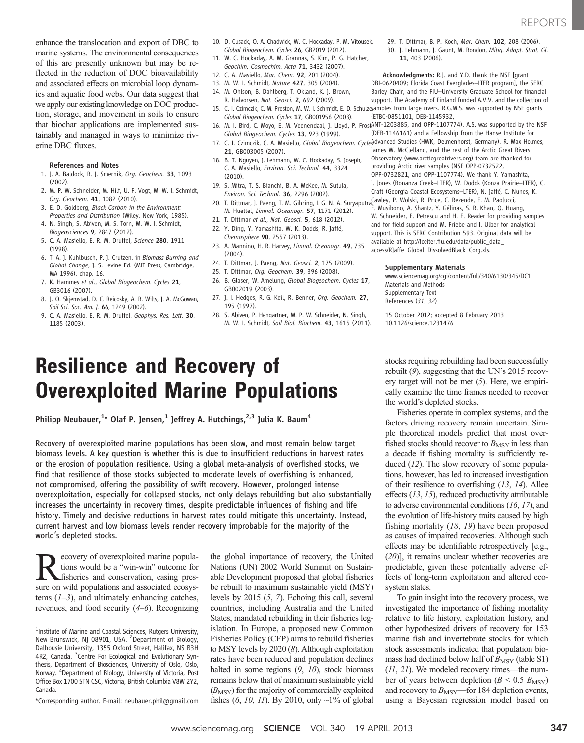enhance the translocation and export of DBC to marine systems. The environmental consequences of this are presently unknown but may be reflected in the reduction of DOC bioavailability and associated effects on microbial loop dynamics and aquatic food webs. Our data suggest that we apply our existing knowledge on DOC production, storage, and movement in soils to ensure that biochar applications are implemented sustainably and managed in ways to minimize riverine DBC fluxes.

### References and Notes

1. J. A. Baldock, R. J. Smernik, *Org. Geochem.* **33**, 1093 (2002).
2. M. P. W. Schneider, M. Hilf, U. F. Vogt, M. W. I. Schmidt, *Org. Geochem.* **41**, 1082 (2010).
3. E. D. Goldberg, *Black Carbon in the Environment: Properties and Distribution* (Wiley, New York, 1985).
4. N. Singh, S. Abiven, M. S. Torn, M. W. I. Schmidt, *Biogeosciences* **9**, 2847 (2012).
5. C. A. Masiello, E. R. M. Druffel, *Science* **280**, 1911 (1998).
6. T. A. J. Kuhlbusch, P. J. Crutzen, in *Biomass Burning and Global Change*, J. S. Levine Ed. (MIT Press, Cambridge, MA 1996), chap. 16.
7. K. Hammes *et al.*, *Global Biogeochem. Cycles* **21**, GB3016 (2007).
8. J. O. Skjemstad, D. C. Reicosky, A. R. Wilts, J. A. McGowan, *Soil Sci. Soc. Am. J.* **66**, 1249 (2002).
9. C. A. Masiello, E. R. M. Druffel, *Geophys. Res. Lett.* **30**, 1185 (2003).
10. D. Cusack, O. A. Chadwick, W. C. Hockaday, P. M. Vitousek, *Global Biogeochem. Cycles* **26**, GB2019 (2012).
11. W. C. Hockaday, A. M. Grannas, S. Kim, P. G. Hatcher, *Geochim. Cosmochim. Acta* **71**, 3432 (2007).
12. C. A. Masiello, *Mar. Chem.* **92**, 201 (2004).
13. M. W. I. Schmidt, *Nature* **427**, 305 (2004).
14. M. Ohlson, B. Dahlberg, T. Okland, K. J. Brown, R. Halvorsen, *Nat. Geosci.* **2**, 692 (2009).
15. C. I. Czimczik, C. M. Preston, M. W. I. Schmidt, E. D. Schulze, *Global Biogeochem. Cycles* **17**, GB001956 (2003).
16. M. I. Bird, C. Moyo, E. M. Veenendaal, J. Lloyd, P. Frost, *Global Biogeochem. Cycles* **13**, 923 (1999).
17. C. I. Czimczik, C. A. Masiello, *Global Biogeochem. Cycles* **21**, GB003005 (2007).
18. B. T. Nguyen, J. Lehmann, W. C. Hockaday, S. Joseph, C. A. Masiello, *Environ. Sci. Technol.* **44**, 3324 (2010).
19. S. Mitra, T. S. Bianchi, B. A. McKee, M. Sutula, *Environ. Sci. Technol.* **36**, 2296 (2002).
20. T. Dittmar, J. Paeng, T. M. Gihring, I. G. N. A. Suryaputra, M. Huettel, *Limnol. Oceanogr.* **57**, 1171 (2012).
21. T. Dittmar *et al.*, *Nat. Geosci.* **5**, 618 (2012).
22. Y. Ding, Y. Yamashita, W. K. Dodds, R. Jaffé, *Chemosphere* **90**, 2557 (2013).
23. A. Mannino, H. R. Harvey, *Limnol. Oceanogr.* **49**, 735 (2004).
24. T. Dittmar, J. Paeng, *Nat. Geosci.* **2**, 175 (2009).
25. T. Dittmar, *Org. Geochem.* **39**, 396 (2008).
26. B. Glaser, W. Amelung, *Global Biogeochem. Cycles* **17**, GB002019 (2003).
27. J. I. Hedges, R. G. Keil, R. Benner, *Org. Geochem.* **27**, 195 (1997).
28. S. Abiven, P. Hengartner, M. P. W. Schneider, N. Singh, M. W. I. Schmidt, *Soil Biol. Biochem.* **43**, 1615 (2011).
29. T. Dittmar, B. P. Koch, *Mar. Chem.* **102**, 208 (2006).
30. J. Lehmann, J. Gaunt, M. Rondon, *Mitig. Adapt. Strat. Gl.* **11**, 403 (2006).

**Acknowledgments:** R.J. and Y.D. thank the NSF [grant DBI-0620409; Florida Coast Everglades–LTER program], the SERC Barley Chair, and the FIU–University Graduate School for financial support. The Academy of Finland funded A.V.V. and the collection of samples from large rivers. R.G.M.S. was supported by NSF grants (ETBC-0851101, DEB-1145932, ANT-1203885, and OPP-1107774). A.S. was supported by the NSF (DEB-1146161) and a Fellowship from the Hanse Institute for Advanced Studies (HWK, Delmenhorst, Germany). R. Max Holmes, James W. McClelland, and the rest of the Arctic Great Rivers Observatory (www.arcticgreatrivers.org) team are thanked for providing Arctic river samples (NSF OPP-0732522, OPP-0732821, and OPP-1107774). We thank Y. Yamashita, J. Jones (Bonanza Creek–LTER), W. Dodds (Konza Prairie–LTER), C. Craft (Georgia Coastal Ecosystems–LTER), N. Jaffé, C. Nunes, K. Cawley, P. Wolski, R. Price, C. Rezende, E. M. Paolucci, E. Musibono, A. Shantz, Y. Gélinas, S. R. Khan, Q. Huang, W. Schneider, E. Petrescu and H. E. Reader for providing samples and for field support and M. Friebe and I. Ulber for analytical support. This is SERC Contribution 593. Original data will be available at http://fcelter.fiu.edu/data/public_data_access/RJaffe_Global_DissolvedBlack_Corg.xls.

### Supplementary Materials

www.sciencemag.org/cgi/content/full/340/6130/345/DC1
Materials and Methods
Supplementary Text
References (*31*, *32*)

15 October 2012; accepted 8 February 2013
10.1126/science.1231476

# Resilience and Recovery of Overexploited Marine Populations

**Philipp Neubauer,[1]\* Olaf P. Jensen,[1] Jeffrey A. Hutchings,[2,3] Julia K. Baum[4]**

**Recovery of overexploited marine populations has been slow, and most remain below target biomass levels. A key question is whether this is due to insufficient reductions in harvest rates or the erosion of population resilience. Using a global meta-analysis of overfished stocks, we find that resilience of those stocks subjected to moderate levels of overfishing is enhanced, not compromised, offering the possibility of swift recovery. However, prolonged intense overexploitation, especially for collapsed stocks, not only delays rebuilding but also substantially increases the uncertainty in recovery times, despite predictable influences of fishing and life history. Timely and decisive reductions in harvest rates could mitigate this uncertainty. Instead, current harvest and low biomass levels render recovery improbable for the majority of the world's depleted stocks.**

Recovery of overexploited marine populations would be a "win-win" outcome for fisheries and conservation, easing pressure on wild populations and associated ecosystems (*1*–*3*), and ultimately enhancing catches, revenues, and food security (*4*–*6*). Recognizing the global importance of recovery, the United Nations (UN) 2002 World Summit on Sustainable Development proposed that global fisheries be rebuilt to maximum sustainable yield (MSY) levels by 2015 (*5*, *7*). Echoing this call, several countries, including Australia and the United States, mandated rebuilding in their fisheries legislation. In Europe, a proposed new Common Fisheries Policy (CFP) aims to rebuild fisheries to MSY levels by 2020 (*8*). Although exploitation rates have been reduced and population declines halted in some regions (*9*, *10*), stock biomass remains below that of maximum sustainable yield ($B_{MSY}$) for the majority of commercially exploited fishes (*6*, *10*, *11*). By 2010, only ~1% of global stocks requiring rebuilding had been successfully rebuilt (*9*), suggesting that the UN's 2015 recovery target will not be met (*5*). Here, we empirically examine the time frames needed to recover the world's depleted stocks.

Fisheries operate in complex systems, and the factors driving recovery remain uncertain. Simple theoretical models predict that most overfished stocks should recover to $B_{MSY}$ in less than a decade if fishing mortality is sufficiently reduced (*12*). The slow recovery of some populations, however, has led to increased investigation of their resilience to overfishing (*13*, *14*). Allee effects (*13*, *15*), reduced productivity attributable to adverse environmental conditions (*16*, *17*), and the evolution of life-history traits caused by high fishing mortality (*18*, *19*) have been proposed as causes of impaired recoveries. Although such effects may be identifiable retrospectively [e.g., (*20*)], it remains unclear whether recoveries are predictable, given these potentially adverse effects of long-term exploitation and altered ecosystem states.

To gain insight into the recovery process, we investigated the importance of fishing mortality relative to life history, exploitation history, and other hypothesized drivers of recovery for 153 marine fish and invertebrate stocks for which stock assessments indicated that population biomass had declined below half of $B_{MSY}$ (table S1) (*11*, *21*). We modeled recovery times—the number of years between depletion ($B < 0.5\ B_{MSY}$) and recovery to $B_{MSY}$—for 184 depletion events, using a Bayesian regression model based on

[1]Institute of Marine and Coastal Sciences, Rutgers University, New Brunswick, NJ 08901, USA. [2]Department of Biology, Dalhousie University, 1355 Oxford Street, Halifax, NS B3H 4R2, Canada. [3]Centre For Ecological and Evolutionary Synthesis, Department of Biosciences, University of Oslo, Oslo, Norway. [4]Department of Biology, University of Victoria, Post Office Box 1700 STN CSC, Victoria, British Columbia V8W 2Y2, Canada.

\*Corresponding author. E-mail: neubauer.phil@gmail.com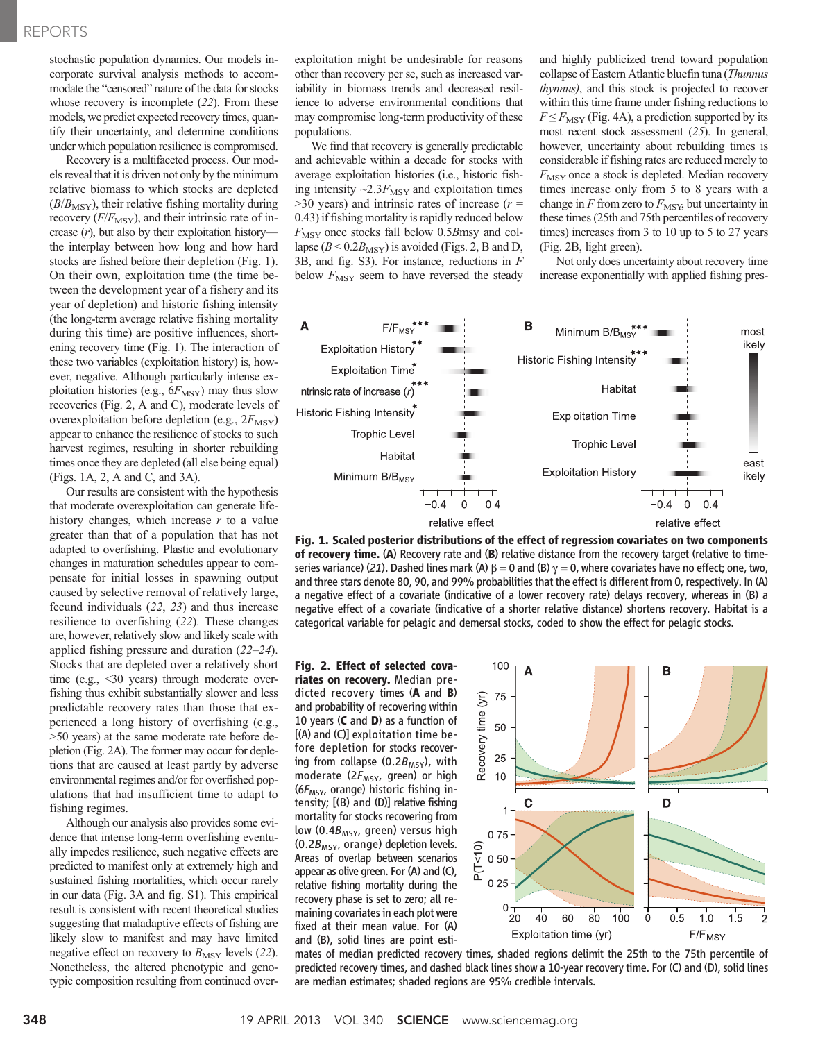stochastic population dynamics. Our models incorporate survival analysis methods to accommodate the "censored" nature of the data for stocks whose recovery is incomplete (22). From these models, we predict expected recovery times, quantify their uncertainty, and determine conditions under which population resilience is compromised.

Recovery is a multifaceted process. Our models reveal that it is driven not only by the minimum relative biomass to which stocks are depleted ($B/B_{MSY}$), their relative fishing mortality during recovery ($F/F_{MSY}$), and their intrinsic rate of increase ($r$), but also by their exploitation history—the interplay between how long and how hard stocks are fished before their depletion (Fig. 1). On their own, exploitation time (the time between the development year of a fishery and its year of depletion) and historic fishing intensity (the long-term average relative fishing mortality during this time) are positive influences, shortening recovery time (Fig. 1). The interaction of these two variables (exploitation history) is, however, negative. Although particularly intense exploitation histories (e.g., $6F_{MSY}$) may thus slow recoveries (Fig. 2, A and C), moderate levels of overexploitation before depletion (e.g., $2F_{MSY}$) appear to enhance the resilience of stocks to such harvest regimes, resulting in shorter rebuilding times once they are depleted (all else being equal) (Figs. 1A, 2, A and C, and 3A).

Our results are consistent with the hypothesis that moderate overexploitation can generate life-history changes, which increase $r$ to a value greater than that of a population that has not adapted to overfishing. Plastic and evolutionary changes in maturation schedules appear to compensate for initial losses in spawning output caused by selective removal of relatively large, fecund individuals (22, 23) and thus increase resilience to overfishing (22). These changes are, however, relatively slow and likely scale with applied fishing pressure and duration (22–24). Stocks that are depleted over a relatively short time (e.g., <30 years) through moderate overfishing thus exhibit substantially slower and less predictable recovery rates than those that experienced a long history of overfishing (e.g., >50 years) at the same moderate rate before depletion (Fig. 2A). The former may occur for depletions that are caused at least partly by adverse environmental regimes and/or for overfished populations that had insufficient time to adapt to fishing regimes.

Although our analysis also provides some evidence that intense long-term overfishing eventually impedes resilience, such negative effects are predicted to manifest only at extremely high and sustained fishing mortalities, which occur rarely in our data (Fig. 3A and fig. S1). This empirical result is consistent with recent theoretical studies suggesting that maladaptive effects of fishing are likely slow to manifest and may have limited negative effect on recovery to $B_{MSY}$ levels (22). Nonetheless, the altered phenotypic and genotypic composition resulting from continued overexploitation might be undesirable for reasons other than recovery per se, such as increased variability in biomass trends and decreased resilience to adverse environmental conditions that may compromise long-term productivity of these populations.

We find that recovery is generally predictable and achievable within a decade for stocks with average exploitation histories (i.e., historic fishing intensity ~$2.3F_{MSY}$ and exploitation times >30 years) and intrinsic rates of increase ($r$ = 0.43) if fishing mortality is rapidly reduced below $F_{MSY}$ once stocks fall below $0.5B$msy and collapse ($B < 0.2B_{MSY}$) is avoided (Figs. 2, B and D, 3B, and fig. S3). For instance, reductions in $F$ below $F_{MSY}$ seem to have reversed the steady and highly publicized trend toward population collapse of Eastern Atlantic bluefin tuna (*Thunnus thynnus*), and this stock is projected to recover within this time frame under fishing reductions to $F \leq F_{MSY}$ (Fig. 4A), a prediction supported by its most recent stock assessment (25). In general, however, uncertainty about rebuilding times is considerable if fishing rates are reduced merely to $F_{MSY}$ once a stock is depleted. Median recovery times increase only from 5 to 8 years with a change in $F$ from zero to $F_{MSY}$, but uncertainty in these times (25th and 75th percentiles of recovery times) increases from 3 to 10 up to 5 to 27 years (Fig. 2B, light green).

Not only does uncertainty about recovery time increase exponentially with applied fishing pres-

**Fig. 1. Scaled posterior distributions of the effect of regression covariates on two components of recovery time.** (**A**) Recovery rate and (**B**) relative distance from the recovery target (relative to time-series variance) (21). Dashed lines mark (A) $\beta = 0$ and (B) $\gamma = 0$, where covariates have no effect; one, two, and three stars denote 80, 90, and 99% probabilities that the effect is different from 0, respectively. In (A) a negative effect of a covariate (indicative of a lower recovery rate) delays recovery, whereas in (B) a negative effect of a covariate (indicative of a shorter relative distance) shortens recovery. Habitat is a categorical variable for pelagic and demersal stocks, coded to show the effect for pelagic stocks.

**Fig. 2. Effect of selected covariates on recovery.** Median predicted recovery times (**A** and **B**) and probability of recovering within 10 years (**C** and **D**) as a function of [(A) and (C)] exploitation time before depletion for stocks recovering from collapse ($0.2B_{MSY}$), with moderate ($2F_{MSY}$, green) or high ($6F_{MSY}$, orange) historic fishing intensity; [(B) and (D)] relative fishing mortality for stocks recovering from low ($0.4B_{MSY}$, green) versus high ($0.2B_{MSY}$, orange) depletion levels. Areas of overlap between scenarios appear as olive green. For (A) and (C), relative fishing mortality during the recovery phase is set to zero; all remaining covariates in each plot were fixed at their mean value. For (A) and (B), solid lines are point estimates of median predicted recovery times, shaded regions delimit the 25th to the 75th percentile of predicted recovery times, and dashed black lines show a 10-year recovery time. For (C) and (D), solid lines are median estimates; shaded regions are 95% credible intervals.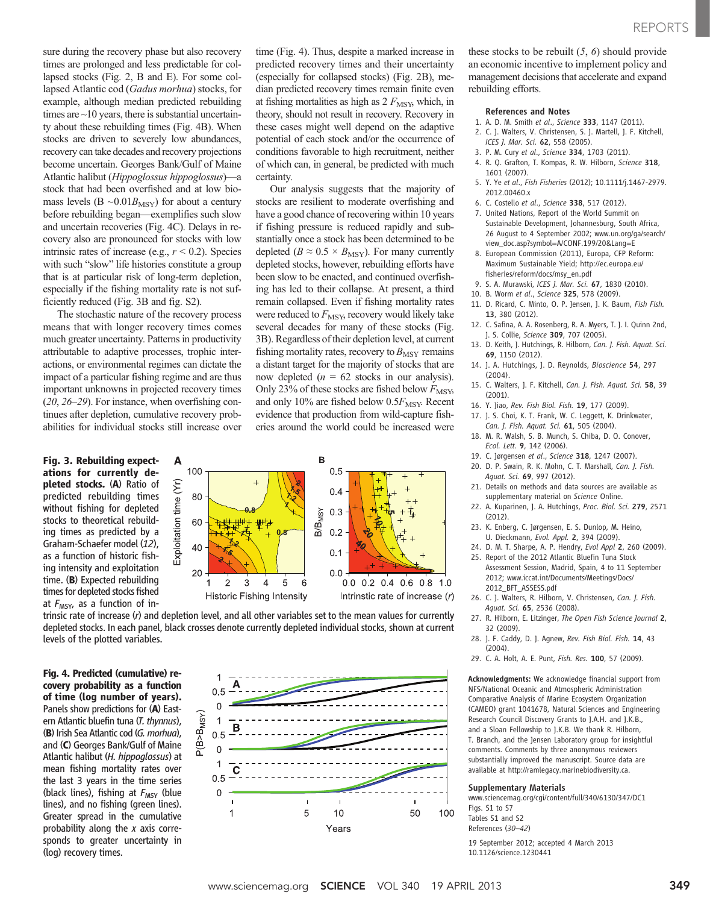sure during the recovery phase but also recovery times are prolonged and less predictable for collapsed stocks (Fig. 2, B and E). For some collapsed Atlantic cod (*Gadus morhua*) stocks, for example, although median predicted rebuilding times are ~10 years, there is substantial uncertainty about these rebuilding times (Fig. 4B). When stocks are driven to severely low abundances, recovery can take decades and recovery projections become uncertain. Georges Bank/Gulf of Maine Atlantic halibut (*Hippoglossus hippoglossus*)—a stock that had been overfished and at low biomass levels ($B \sim 0.01B_{MSY}$) for about a century before rebuilding began—exemplifies such slow and uncertain recoveries (Fig. 4C). Delays in recovery also are pronounced for stocks with low intrinsic rates of increase (e.g., $r < 0.2$). Species with such "slow" life histories constitute a group that is at particular risk of long-term depletion, especially if the fishing mortality rate is not sufficiently reduced (Fig. 3B and fig. S2).

The stochastic nature of the recovery process means that with longer recovery times comes much greater uncertainty. Patterns in productivity attributable to adaptive processes, trophic interactions, or environmental regimes can dictate the impact of a particular fishing regime and are thus important unknowns in projected recovery times ([20], [26]–[29]). For instance, when overfishing continues after depletion, cumulative recovery probabilities for individual stocks still increase over time (Fig. 4). Thus, despite a marked increase in predicted recovery times and their uncertainty (especially for collapsed stocks) (Fig. 2B), median predicted recovery times remain finite even at fishing mortalities as high as 2 $F_{MSY}$, which, in theory, should not result in recovery. Recovery in these cases might well depend on the adaptive potential of each stock and/or the occurrence of conditions favorable to high recruitment, neither of which can, in general, be predicted with much certainty.

Our analysis suggests that the majority of stocks are resilient to moderate overfishing and have a good chance of recovering within 10 years if fishing pressure is reduced rapidly and substantially once a stock has been determined to be depleted ($B \approx 0.5 \times B_{MSY}$). For many currently depleted stocks, however, rebuilding efforts have been slow to be enacted, and continued overfishing has led to their collapse. At present, a third remain collapsed. Even if fishing mortality rates were reduced to $F_{MSY}$, recovery would likely take several decades for many of these stocks (Fig. 3B). Regardless of their depletion level, at current fishing mortality rates, recovery to $B_{MSY}$ remains a distant target for the majority of stocks that are now depleted ($n$ = 62 stocks in our analysis). Only 23% of these stocks are fished below $F_{MSY}$, and only 10% are fished below $0.5F_{MSY}$. Recent evidence that production from wild-capture fisheries around the world could be increased were these stocks to be rebuilt ([5], [6]) should provide an economic incentive to implement policy and management decisions that accelerate and expand rebuilding efforts.

A
Exploitation time (Yr)
100
80
60
40
20
1 2 3 4 5 6
Historic Fishing Intensity
0.8 0.8 1.2 1.5 2 1 1.2 1.5 2

B
B/B$_{MSY}$
0.5
0.4
0.3
0.2
0.1
0.0
0.0 0.2 0.4 0.6 0.8 1.0
Intrinsic rate of increase ($r$)
5 10 20 40

**Fig. 3. Rebuilding expectations for currently depleted stocks.** (**A**) Ratio of predicted rebuilding times without fishing for depleted stocks to theoretical rebuilding times as predicted by a Graham-Schaefer model ([12]), as a function of historic fishing intensity and exploitation time. (**B**) Expected rebuilding times for depleted stocks fished at $F_{MSY}$, as a function of intrinsic rate of increase ($r$) and depletion level, and all other variables set to the mean values for currently depleted stocks. In each panel, black crosses denote currently depleted individual stocks, shown at current levels of the plotted variables.

A
B
C
P(B>B$_{MSY}$)
1
0.5
0
1 5 10 50 100
Years

**Fig. 4. Predicted (cumulative) recovery probability as a function of time (log number of years).** Panels show predictions for (**A**) Eastern Atlantic bluefin tuna (*T. thynnus*), (**B**) Irish Sea Atlantic cod (*G. morhua*), and (**C**) Georges Bank/Gulf of Maine Atlantic halibut (*H. hippoglossus*) at mean fishing mortality rates over the last 3 years in the time series (black lines), fishing at $F_{MSY}$ (blue lines), and no fishing (green lines). Greater spread in the cumulative recovery probability along the $x$ axis corresponds to greater uncertainty in (log) recovery times.

### References and Notes

1. A. D. M. Smith *et al.*, *Science* **333**, 1147 (2011).
2. C. J. Walters, V. Christensen, S. J. Martell, J. F. Kitchell, *ICES J. Mar. Sci.* **62**, 558 (2005).
3. P. M. Cury *et al.*, *Science* **334**, 1703 (2011).
4. R. Q. Grafton, T. Kompas, R. W. Hilborn, *Science* **318**, 1601 (2007).
5. Y. Ye *et al.*, *Fish Fisheries* (2012); 10.1111/j.1467-2979.2012.00460.x
6. C. Costello *et al.*, *Science* **338**, 517 (2012).
7. United Nations, Report of the World Summit on Sustainable Development, Johannesburg, South Africa, 26 August to 4 September 2002; www.un.org/ga/search/view_doc.asp?symbol=A/CONF.199/20&Lang=E
8. European Commission (2011), Europa, CFP Reform: Maximum Sustainable Yield; http://ec.europa.eu/fisheries/reform/docs/msy_en.pdf
9. S. A. Murawski, *ICES J. Mar. Sci.* **67**, 1830 (2010).
10. B. Worm *et al.*, *Science* **325**, 578 (2009).
11. D. Ricard, C. Minto, O. P. Jensen, J. K. Baum, *Fish Fish.* **13**, 380 (2012).
12. C. Safina, A. A. Rosenberg, R. A. Myers, T. J. I. Quinn 2nd, J. S. Collie, *Science* **309**, 707 (2005).
13. D. Keith, J. Hutchings, R. Hilborn, *Can. J. Fish. Aquat. Sci.* **69**, 1150 (2012).
14. J. A. Hutchings, J. D. Reynolds, *Bioscience* **54**, 297 (2004).
15. C. Walters, J. F. Kitchell, *Can. J. Fish. Aquat. Sci.* **58**, 39 (2001).
16. Y. Jiao, *Rev. Fish Biol. Fish.* **19**, 177 (2009).
17. J. S. Choi, K. T. Frank, W. C. Leggett, K. Drinkwater, *Can. J. Fish. Aquat. Sci.* **61**, 505 (2004).
18. M. R. Walsh, S. B. Munch, S. Chiba, D. O. Conover, *Ecol. Lett.* **9**, 142 (2006).
19. C. Jørgensen *et al.*, *Science* **318**, 1247 (2007).
20. D. P. Swain, R. K. Mohn, C. T. Marshall, *Can. J. Fish. Aquat. Sci.* **69**, 997 (2012).
21. Details on methods and data sources are available as supplementary material on *Science* Online.
22. A. Kuparinen, J. A. Hutchings, *Proc. Biol. Sci.* **279**, 2571 (2012).
23. K. Enberg, C. Jørgensen, E. S. Dunlop, M. Heino, U. Dieckmann, *Evol. Appl.* **2**, 394 (2009).
24. D. M. T. Sharpe, A. P. Hendry, *Evol Appl* **2**, 260 (2009).
25. Report of the 2012 Atlantic Bluefin Tuna Stock Assessment Session, Madrid, Spain, 4 to 11 September 2012; www.iccat.int/Documents/Meetings/Docs/2012_BFT_ASSESS.pdf
26. C. J. Walters, R. Hilborn, V. Christensen, *Can. J. Fish. Aquat. Sci.* **65**, 2536 (2008).
27. R. Hilborn, E. Litzinger, *The Open Fish Science Journal* **2**, 32 (2009).
28. J. F. Caddy, D. J. Agnew, *Rev. Fish Biol. Fish.* **14**, 43 (2004).
29. C. A. Holt, A. E. Punt, *Fish. Res.* **100**, 57 (2009).

**Acknowledgments:** We acknowledge financial support from NFS/National Oceanic and Atmospheric Administration Comparative Analysis of Marine Ecosystem Organization (CAMEO) grant 1041678, Natural Sciences and Engineering Research Council Discovery Grants to J.A.H. and J.K.B., and a Sloan Fellowship to J.K.B. We thank R. Hilborn, T. Branch, and the Jensen Laboratory group for insightful comments. Comments by three anonymous reviewers substantially improved the manuscript. Source data are available at http://ramlegacy.marinebiodiversity.ca.

### Supplementary Materials

www.sciencemag.org/cgi/content/full/340/6130/347/DC1
Figs. S1 to S7
Tables S1 and S2
References (30–42)

19 September 2012; accepted 4 March 2013
10.1126/science.1230441